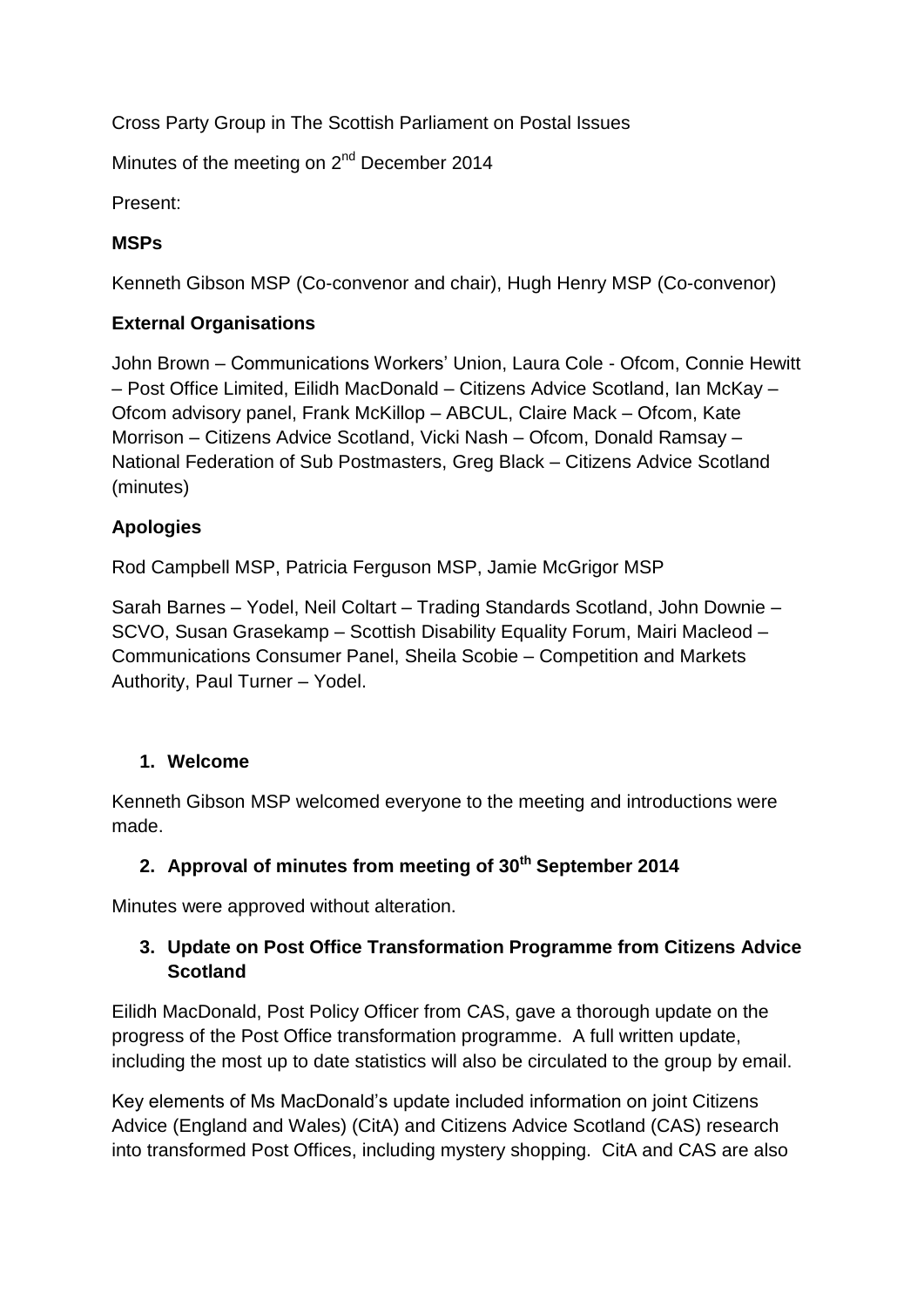Cross Party Group in The Scottish Parliament on Postal Issues

Minutes of the meeting on 2nd December 2014

Present:

**MSPs**

Kenneth Gibson MSP (Co-convenor and chair), Hugh Henry MSP (Co-convenor)

**External Organisations**

John Brown – Communications Workers' Union, Laura Cole - Ofcom, Connie Hewitt – Post Office Limited, Eilidh MacDonald – Citizens Advice Scotland, Ian McKay – Ofcom advisory panel, Frank McKillop – ABCUL, Claire Mack – Ofcom, Kate Morrison – Citizens Advice Scotland, Vicki Nash – Ofcom, Donald Ramsay – National Federation of Sub Postmasters, Greg Black – Citizens Advice Scotland (minutes)

**Apologies**

Rod Campbell MSP, Patricia Ferguson MSP, Jamie McGrigor MSP

Sarah Barnes – Yodel, Neil Coltart – Trading Standards Scotland, John Downie – SCVO, Susan Grasekamp – Scottish Disability Equality Forum, Mairi Macleod – Communications Consumer Panel, Sheila Scobie – Competition and Markets Authority, Paul Turner – Yodel.

1. **Welcome**

Kenneth Gibson MSP welcomed everyone to the meeting and introductions were made.

2. **Approval of minutes from meeting of 30th September 2014**

Minutes were approved without alteration.

3. **Update on Post Office Transformation Programme from Citizens Advice Scotland**

Eilidh MacDonald, Post Policy Officer from CAS, gave a thorough update on the progress of the Post Office transformation programme. A full written update, including the most up to date statistics will also be circulated to the group by email.

Key elements of Ms MacDonald's update included information on joint Citizens Advice (England and Wales) (CitA) and Citizens Advice Scotland (CAS) research into transformed Post Offices, including mystery shopping. CitA and CAS are also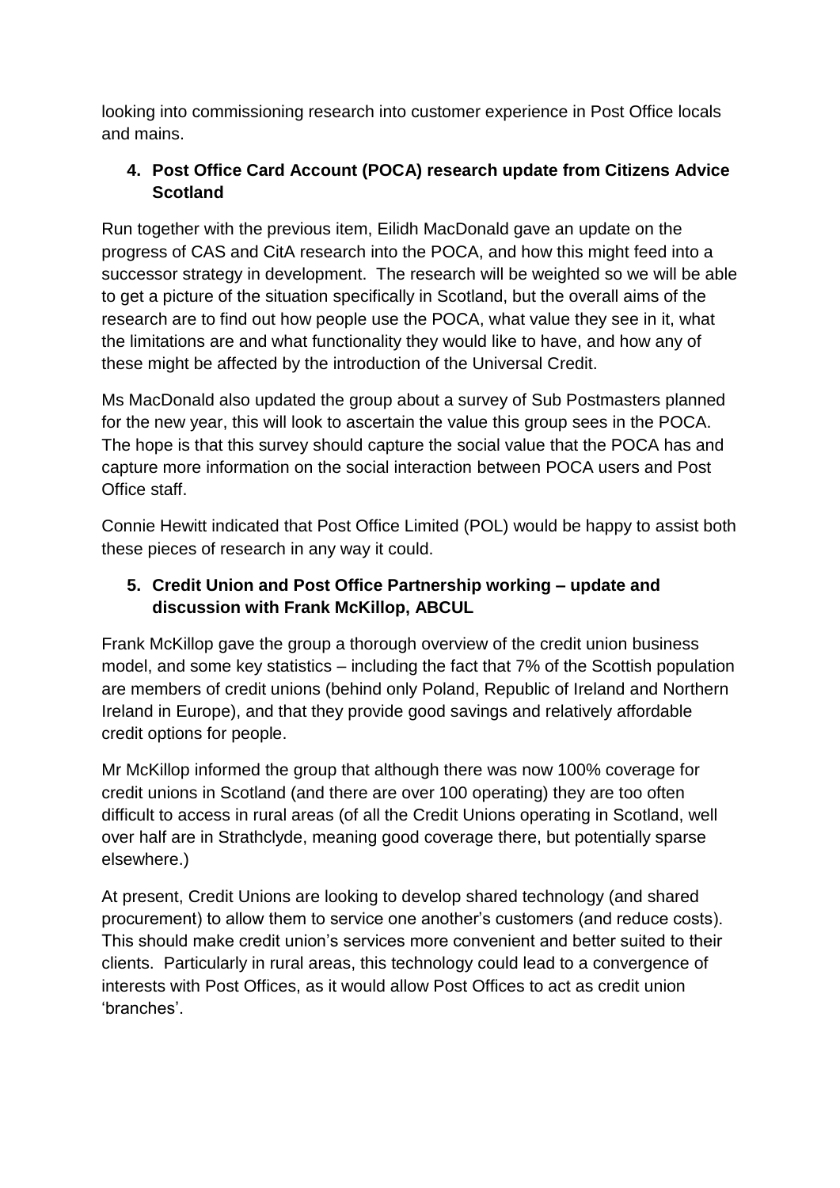looking into commissioning research into customer experience in Post Office locals and mains.

**4. Post Office Card Account (POCA) research update from Citizens Advice Scotland**

Run together with the previous item, Eilidh MacDonald gave an update on the progress of CAS and CitA research into the POCA, and how this might feed into a successor strategy in development. The research will be weighted so we will be able to get a picture of the situation specifically in Scotland, but the overall aims of the research are to find out how people use the POCA, what value they see in it, what the limitations are and what functionality they would like to have, and how any of these might be affected by the introduction of the Universal Credit.

Ms MacDonald also updated the group about a survey of Sub Postmasters planned for the new year, this will look to ascertain the value this group sees in the POCA. The hope is that this survey should capture the social value that the POCA has and capture more information on the social interaction between POCA users and Post Office staff.

Connie Hewitt indicated that Post Office Limited (POL) would be happy to assist both these pieces of research in any way it could.

**5. Credit Union and Post Office Partnership working – update and discussion with Frank McKillop, ABCUL**

Frank McKillop gave the group a thorough overview of the credit union business model, and some key statistics – including the fact that 7% of the Scottish population are members of credit unions (behind only Poland, Republic of Ireland and Northern Ireland in Europe), and that they provide good savings and relatively affordable credit options for people.

Mr McKillop informed the group that although there was now 100% coverage for credit unions in Scotland (and there are over 100 operating) they are too often difficult to access in rural areas (of all the Credit Unions operating in Scotland, well over half are in Strathclyde, meaning good coverage there, but potentially sparse elsewhere.)

At present, Credit Unions are looking to develop shared technology (and shared procurement) to allow them to service one another's customers (and reduce costs). This should make credit union's services more convenient and better suited to their clients. Particularly in rural areas, this technology could lead to a convergence of interests with Post Offices, as it would allow Post Offices to act as credit union 'branches'.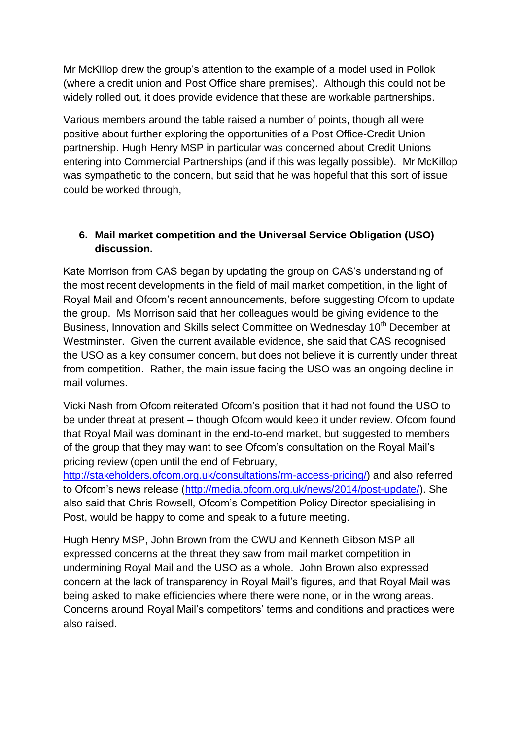Mr McKillop drew the group's attention to the example of a model used in Pollok (where a credit union and Post Office share premises). Although this could not be widely rolled out, it does provide evidence that these are workable partnerships.

Various members around the table raised a number of points, though all were positive about further exploring the opportunities of a Post Office-Credit Union partnership. Hugh Henry MSP in particular was concerned about Credit Unions entering into Commercial Partnerships (and if this was legally possible). Mr McKillop was sympathetic to the concern, but said that he was hopeful that this sort of issue could be worked through,

6. **Mail market competition and the Universal Service Obligation (USO) discussion.**

Kate Morrison from CAS began by updating the group on CAS's understanding of the most recent developments in the field of mail market competition, in the light of Royal Mail and Ofcom's recent announcements, before suggesting Ofcom to update the group. Ms Morrison said that her colleagues would be giving evidence to the Business, Innovation and Skills select Committee on Wednesday 10th December at Westminster. Given the current available evidence, she said that CAS recognised the USO as a key consumer concern, but does not believe it is currently under threat from competition. Rather, the main issue facing the USO was an ongoing decline in mail volumes.

Vicki Nash from Ofcom reiterated Ofcom's position that it had not found the USO to be under threat at present – though Ofcom would keep it under review. Ofcom found that Royal Mail was dominant in the end-to-end market, but suggested to members of the group that they may want to see Ofcom's consultation on the Royal Mail's pricing review (open until the end of February, http://stakeholders.ofcom.org.uk/consultations/rm-access-pricing/) and also referred to Ofcom's news release (http://media.ofcom.org.uk/news/2014/post-update/). She also said that Chris Rowsell, Ofcom's Competition Policy Director specialising in Post, would be happy to come and speak to a future meeting.

Hugh Henry MSP, John Brown from the CWU and Kenneth Gibson MSP all expressed concerns at the threat they saw from mail market competition in undermining Royal Mail and the USO as a whole. John Brown also expressed concern at the lack of transparency in Royal Mail's figures, and that Royal Mail was being asked to make efficiencies where there were none, or in the wrong areas. Concerns around Royal Mail's competitors' terms and conditions and practices were also raised.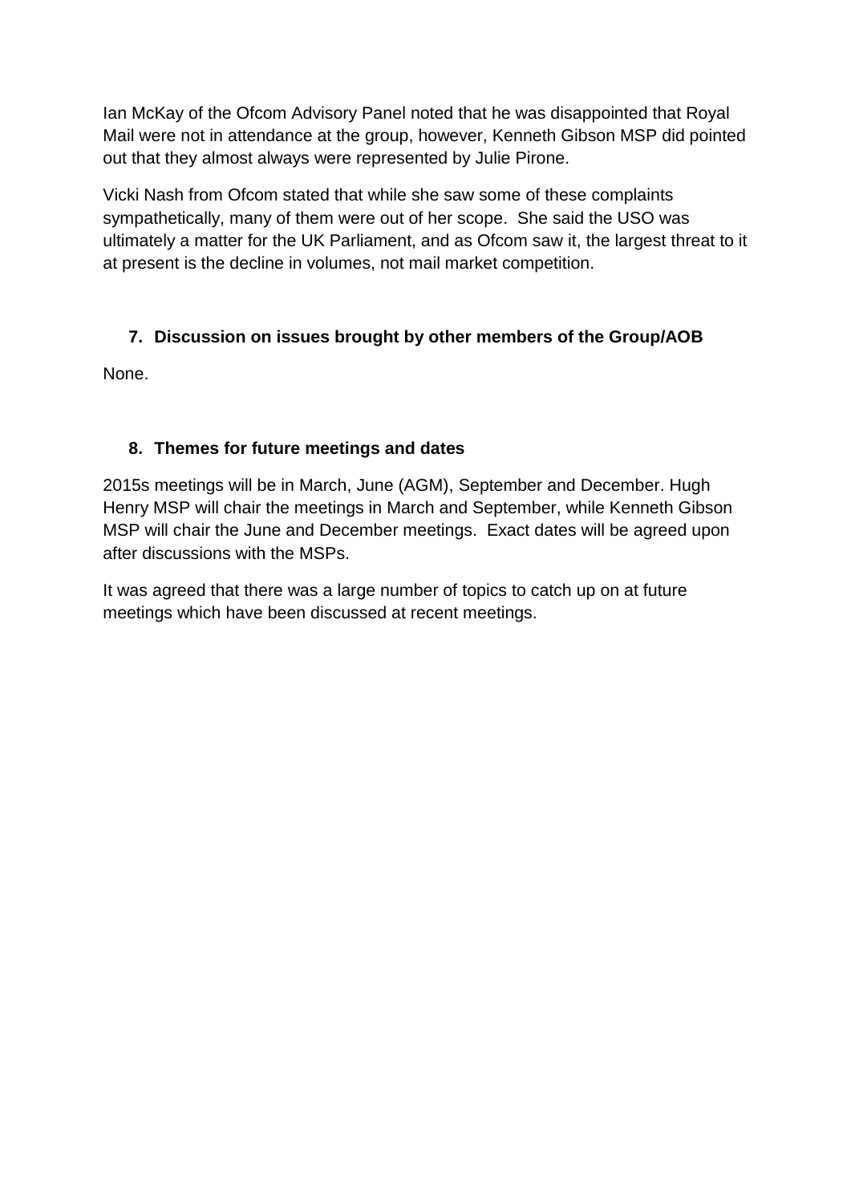Ian McKay of the Ofcom Advisory Panel noted that he was disappointed that Royal Mail were not in attendance at the group, however, Kenneth Gibson MSP did pointed out that they almost always were represented by Julie Pirone.

Vicki Nash from Ofcom stated that while she saw some of these complaints sympathetically, many of them were out of her scope. She said the USO was ultimately a matter for the UK Parliament, and as Ofcom saw it, the largest threat to it at present is the decline in volumes, not mail market competition.

### 7. Discussion on issues brought by other members of the Group/AOB

None.

### 8. Themes for future meetings and dates

2015s meetings will be in March, June (AGM), September and December. Hugh Henry MSP will chair the meetings in March and September, while Kenneth Gibson MSP will chair the June and December meetings. Exact dates will be agreed upon after discussions with the MSPs.

It was agreed that there was a large number of topics to catch up on at future meetings which have been discussed at recent meetings.